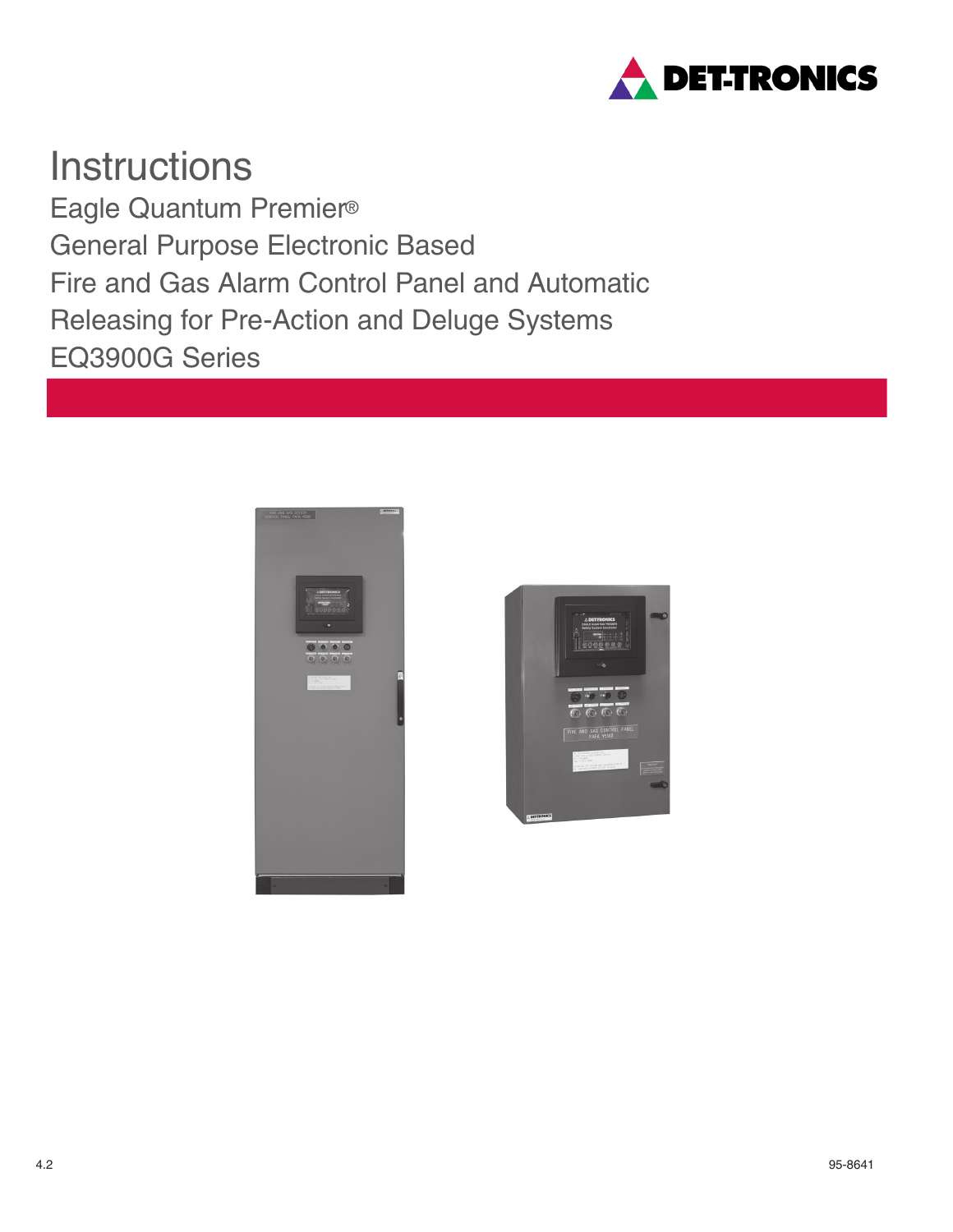DET-TRONICS

# Instructions

## Eagle Quantum Premier®
## General Purpose Electronic Based
## Fire and Gas Alarm Control Panel and Automatic
## Releasing for Pre-Action and Deluge Systems
## EQ3900G Series

4.2

95-8641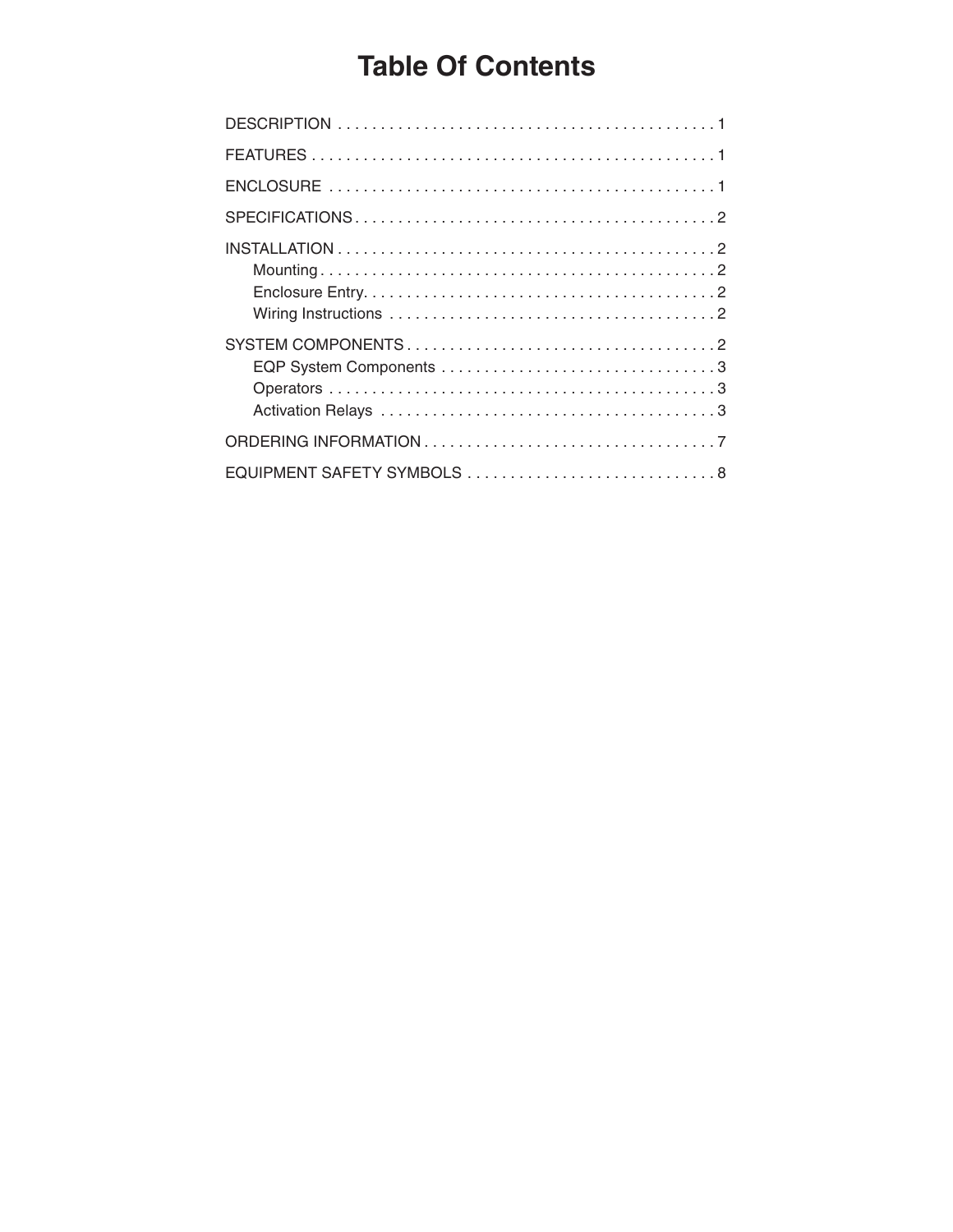# Table Of Contents

DESCRIPTION . . . . . . . . . . . . . . . . . . . . . . . . . . . . . . . . . . . . . . . . . . . 1

FEATURES . . . . . . . . . . . . . . . . . . . . . . . . . . . . . . . . . . . . . . . . . . . . . . 1

ENCLOSURE . . . . . . . . . . . . . . . . . . . . . . . . . . . . . . . . . . . . . . . . . . . . 1

SPECIFICATIONS . . . . . . . . . . . . . . . . . . . . . . . . . . . . . . . . . . . . . . . . . 2

INSTALLATION . . . . . . . . . . . . . . . . . . . . . . . . . . . . . . . . . . . . . . . . . . . 2
- Mounting . . . . . . . . . . . . . . . . . . . . . . . . . . . . . . . . . . . . . . . . . . . . . 2
- Enclosure Entry. . . . . . . . . . . . . . . . . . . . . . . . . . . . . . . . . . . . . . . . 2
- Wiring Instructions . . . . . . . . . . . . . . . . . . . . . . . . . . . . . . . . . . . . . 2

SYSTEM COMPONENTS . . . . . . . . . . . . . . . . . . . . . . . . . . . . . . . . . . . 2
- EQP System Components . . . . . . . . . . . . . . . . . . . . . . . . . . . . . . . 3
- Operators . . . . . . . . . . . . . . . . . . . . . . . . . . . . . . . . . . . . . . . . . . . . 3
- Activation Relays . . . . . . . . . . . . . . . . . . . . . . . . . . . . . . . . . . . . . . 3

ORDERING INFORMATION . . . . . . . . . . . . . . . . . . . . . . . . . . . . . . . . . 7

EQUIPMENT SAFETY SYMBOLS . . . . . . . . . . . . . . . . . . . . . . . . . . . . 8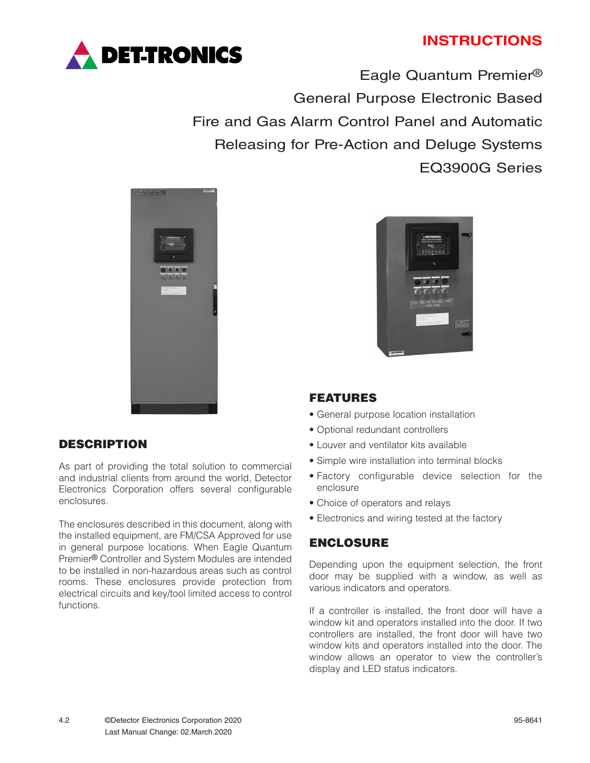DET-TRONICS

# INSTRUCTIONS

## Eagle Quantum Premier®
## General Purpose Electronic Based
## Fire and Gas Alarm Control Panel and Automatic
## Releasing for Pre-Action and Deluge Systems
## EQ3900G Series

## DESCRIPTION

As part of providing the total solution to commercial and industrial clients from around the world, Detector Electronics Corporation offers several configurable enclosures.

The enclosures described in this document, along with the installed equipment, are FM/CSA Approved for use in general purpose locations. When Eagle Quantum Premier® Controller and System Modules are intended to be installed in non-hazardous areas such as control rooms. These enclosures provide protection from electrical circuits and key/tool limited access to control functions.

## FEATURES

- General purpose location installation
- Optional redundant controllers
- Louver and ventilator kits available
- Simple wire installation into terminal blocks
- Factory configurable device selection for the enclosure
- Choice of operators and relays
- Electronics and wiring tested at the factory

## ENCLOSURE

Depending upon the equipment selection, the front door may be supplied with a window, as well as various indicators and operators.

If a controller is installed, the front door will have a window kit and operators installed into the door. If two controllers are installed, the front door will have two window kits and operators installed into the door. The window allows an operator to view the controller's display and LED status indicators.

4.2 ©Detector Electronics Corporation 2020 95-8641
Last Manual Change: 02.March.2020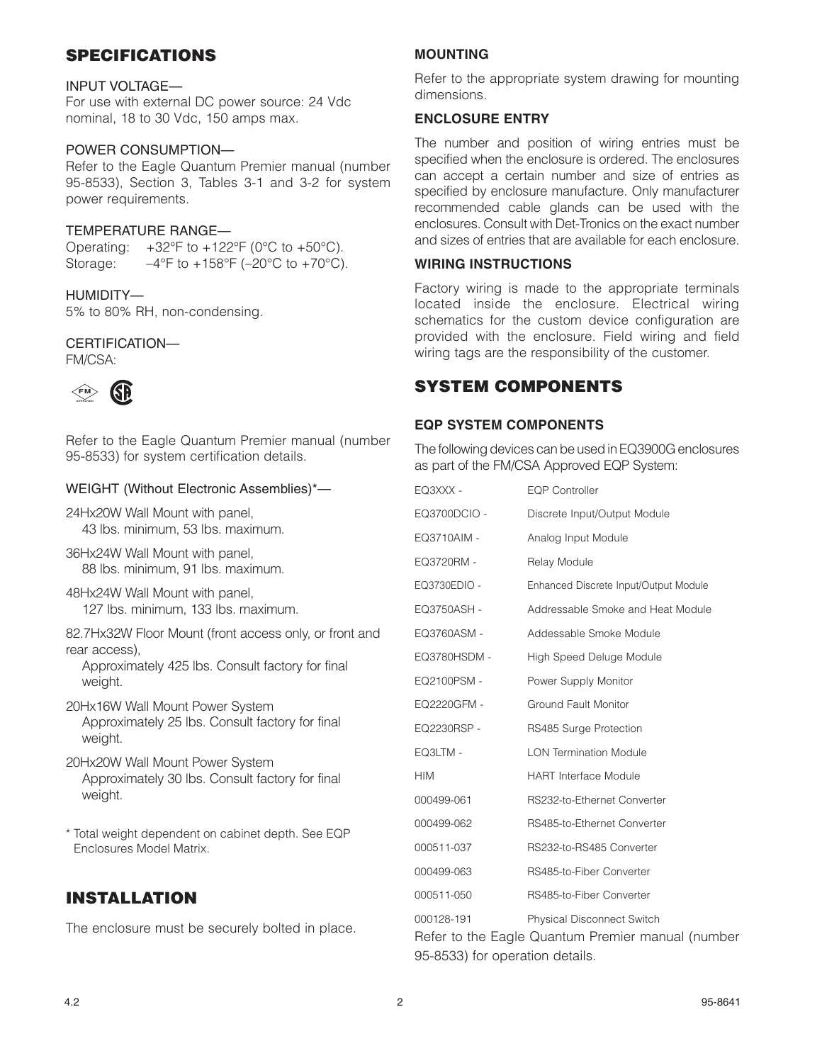## SPECIFICATIONS

INPUT VOLTAGE—
For use with external DC power source: 24 Vdc nominal, 18 to 30 Vdc, 150 amps max.

POWER CONSUMPTION—
Refer to the Eagle Quantum Premier manual (number 95-8533), Section 3, Tables 3-1 and 3-2 for system power requirements.

TEMPERATURE RANGE—
Operating: +32°F to +122°F (0°C to +50°C).
Storage: –4°F to +158°F (–20°C to +70°C).

HUMIDITY—
5% to 80% RH, non-condensing.

CERTIFICATION—
FM/CSA:

Refer to the Eagle Quantum Premier manual (number 95-8533) for system certification details.

WEIGHT (Without Electronic Assemblies)*—

24Hx20W Wall Mount with panel,
43 lbs. minimum, 53 lbs. maximum.

36Hx24W Wall Mount with panel,
88 lbs. minimum, 91 lbs. maximum.

48Hx24W Wall Mount with panel,
127 lbs. minimum, 133 lbs. maximum.

82.7Hx32W Floor Mount (front access only, or front and rear access),
Approximately 425 lbs. Consult factory for final weight.

20Hx16W Wall Mount Power System
Approximately 25 lbs. Consult factory for final weight.

20Hx20W Wall Mount Power System
Approximately 30 lbs. Consult factory for final weight.

* Total weight dependent on cabinet depth. See EQP Enclosures Model Matrix.

## INSTALLATION

The enclosure must be securely bolted in place.

### MOUNTING

Refer to the appropriate system drawing for mounting dimensions.

### ENCLOSURE ENTRY

The number and position of wiring entries must be specified when the enclosure is ordered. The enclosures can accept a certain number and size of entries as specified by enclosure manufacture. Only manufacturer recommended cable glands can be used with the enclosures. Consult with Det-Tronics on the exact number and sizes of entries that are available for each enclosure.

### WIRING INSTRUCTIONS

Factory wiring is made to the appropriate terminals located inside the enclosure. Electrical wiring schematics for the custom device configuration are provided with the enclosure. Field wiring and field wiring tags are the responsibility of the customer.

## SYSTEM COMPONENTS

### EQP SYSTEM COMPONENTS

The following devices can be used in EQ3900G enclosures as part of the FM/CSA Approved EQP System:

| | |
|---|---|
| EQ3XXX - | EQP Controller |
| EQ3700DCIO - | Discrete Input/Output Module |
| EQ3710AIM - | Analog Input Module |
| EQ3720RM - | Relay Module |
| EQ3730EDIO - | Enhanced Discrete Input/Output Module |
| EQ3750ASH - | Addressable Smoke and Heat Module |
| EQ3760ASM - | Addessable Smoke Module |
| EQ3780HSDM - | High Speed Deluge Module |
| EQ2100PSM - | Power Supply Monitor |
| EQ2220GFM - | Ground Fault Monitor |
| EQ2230RSP - | RS485 Surge Protection |
| EQ3LTM - | LON Termination Module |
| HIM | HART Interface Module |
| 000499-061 | RS232-to-Ethernet Converter |
| 000499-062 | RS485-to-Ethernet Converter |
| 000511-037 | RS232-to-RS485 Converter |
| 000499-063 | RS485-to-Fiber Converter |
| 000511-050 | RS485-to-Fiber Converter |
| 000128-191 | Physical Disconnect Switch |

Refer to the Eagle Quantum Premier manual (number 95-8533) for operation details.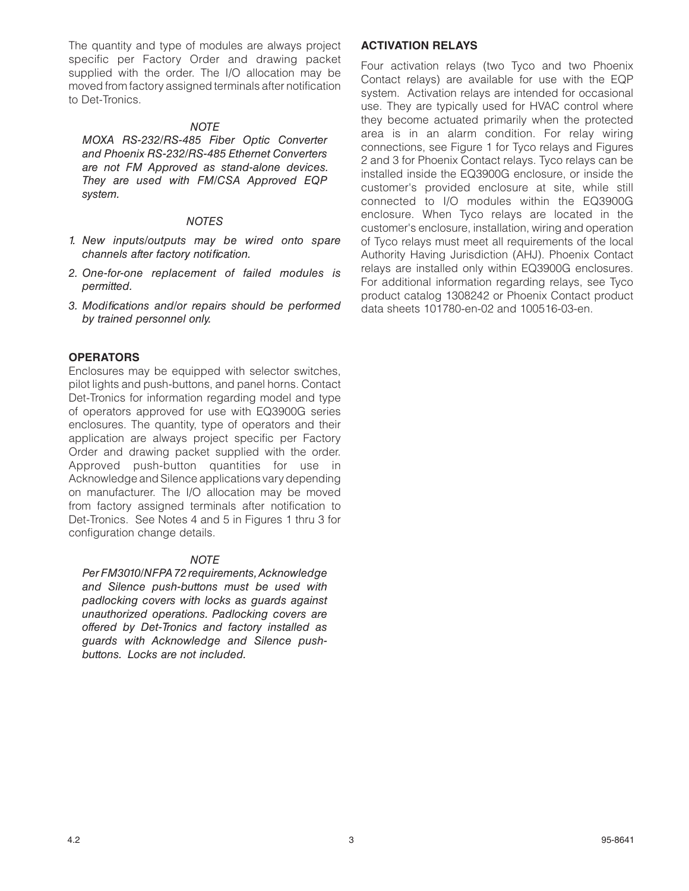The quantity and type of modules are always project specific per Factory Order and drawing packet supplied with the order. The I/O allocation may be moved from factory assigned terminals after notification to Det-Tronics.

*NOTE*

*MOXA RS-232/RS-485 Fiber Optic Converter and Phoenix RS-232/RS-485 Ethernet Converters are not FM Approved as stand-alone devices. They are used with FM/CSA Approved EQP system.*

*NOTES*

1. *New inputs/outputs may be wired onto spare channels after factory notification.*
2. *One-for-one replacement of failed modules is permitted.*
3. *Modifications and/or repairs should be performed by trained personnel only.*

### OPERATORS

Enclosures may be equipped with selector switches, pilot lights and push-buttons, and panel horns. Contact Det-Tronics for information regarding model and type of operators approved for use with EQ3900G series enclosures. The quantity, type of operators and their application are always project specific per Factory Order and drawing packet supplied with the order. Approved push-button quantities for use in Acknowledge and Silence applications vary depending on manufacturer. The I/O allocation may be moved from factory assigned terminals after notification to Det-Tronics. See Notes 4 and 5 in Figures 1 thru 3 for configuration change details.

*NOTE*

*Per FM3010/NFPA 72 requirements, Acknowledge and Silence push-buttons must be used with padlocking covers with locks as guards against unauthorized operations. Padlocking covers are offered by Det-Tronics and factory installed as guards with Acknowledge and Silence push-buttons. Locks are not included.*

### ACTIVATION RELAYS

Four activation relays (two Tyco and two Phoenix Contact relays) are available for use with the EQP system. Activation relays are intended for occasional use. They are typically used for HVAC control where they become actuated primarily when the protected area is in an alarm condition. For relay wiring connections, see Figure 1 for Tyco relays and Figures 2 and 3 for Phoenix Contact relays. Tyco relays can be installed inside the EQ3900G enclosure, or inside the customer's provided enclosure at site, while still connected to I/O modules within the EQ3900G enclosure. When Tyco relays are located in the customer's enclosure, installation, wiring and operation of Tyco relays must meet all requirements of the local Authority Having Jurisdiction (AHJ). Phoenix Contact relays are installed only within EQ3900G enclosures. For additional information regarding relays, see Tyco product catalog 1308242 or Phoenix Contact product data sheets 101780-en-02 and 100516-03-en.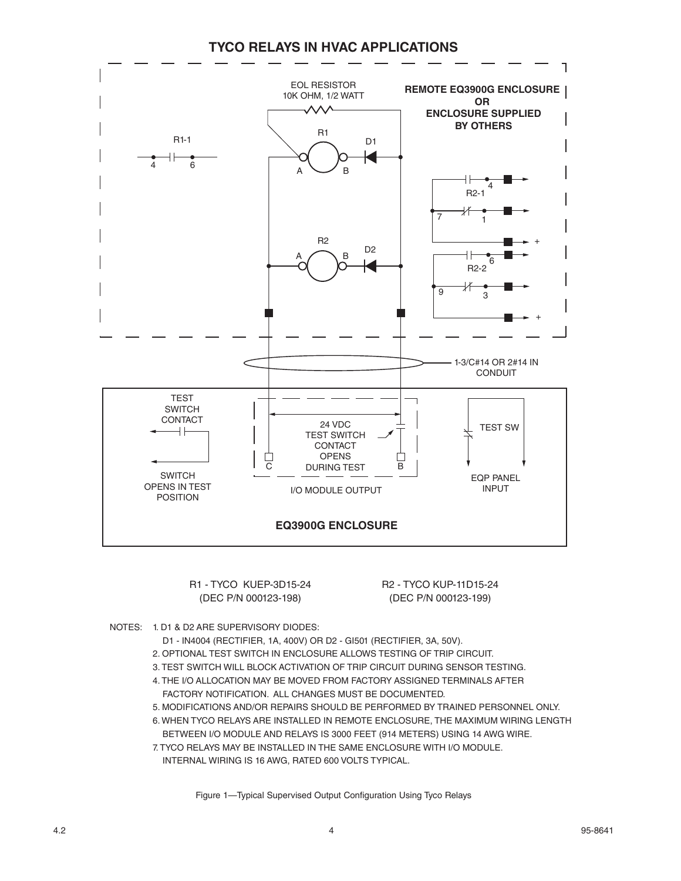## TYCO RELAYS IN HVAC APPLICATIONS

EOL RESISTOR 10K OHM, 1/2 WATT

REMOTE EQ3900G ENCLOSURE OR ENCLOSURE SUPPLIED BY OTHERS

R1-1

R1

D1

R2-1

R2

D2

R2-2

1-3/C#14 OR 2#14 IN CONDUIT

TEST SWITCH CONTACT

SWITCH OPENS IN TEST POSITION

24 VDC TEST SWITCH CONTACT OPENS DURING TEST

I/O MODULE OUTPUT

TEST SW

EQP PANEL INPUT

**EQ3900G ENCLOSURE**

R1 - TYCO KUEP-3D15-24 (DEC P/N 000123-198)

R2 - TYCO KUP-11D15-24 (DEC P/N 000123-199)

NOTES:
1. D1 & D2 ARE SUPERVISORY DIODES:
   D1 - IN4004 (RECTIFIER, 1A, 400V) OR D2 - GI501 (RECTIFIER, 3A, 50V).
2. OPTIONAL TEST SWITCH IN ENCLOSURE ALLOWS TESTING OF TRIP CIRCUIT.
3. TEST SWITCH WILL BLOCK ACTIVATION OF TRIP CIRCUIT DURING SENSOR TESTING.
4. THE I/O ALLOCATION MAY BE MOVED FROM FACTORY ASSIGNED TERMINALS AFTER FACTORY NOTIFICATION. ALL CHANGES MUST BE DOCUMENTED.
5. MODIFICATIONS AND/OR REPAIRS SHOULD BE PERFORMED BY TRAINED PERSONNEL ONLY.
6. WHEN TYCO RELAYS ARE INSTALLED IN REMOTE ENCLOSURE, THE MAXIMUM WIRING LENGTH BETWEEN I/O MODULE AND RELAYS IS 3000 FEET (914 METERS) USING 14 AWG WIRE.
7. TYCO RELAYS MAY BE INSTALLED IN THE SAME ENCLOSURE WITH I/O MODULE. INTERNAL WIRING IS 16 AWG, RATED 600 VOLTS TYPICAL.

Figure 1—Typical Supervised Output Configuration Using Tyco Relays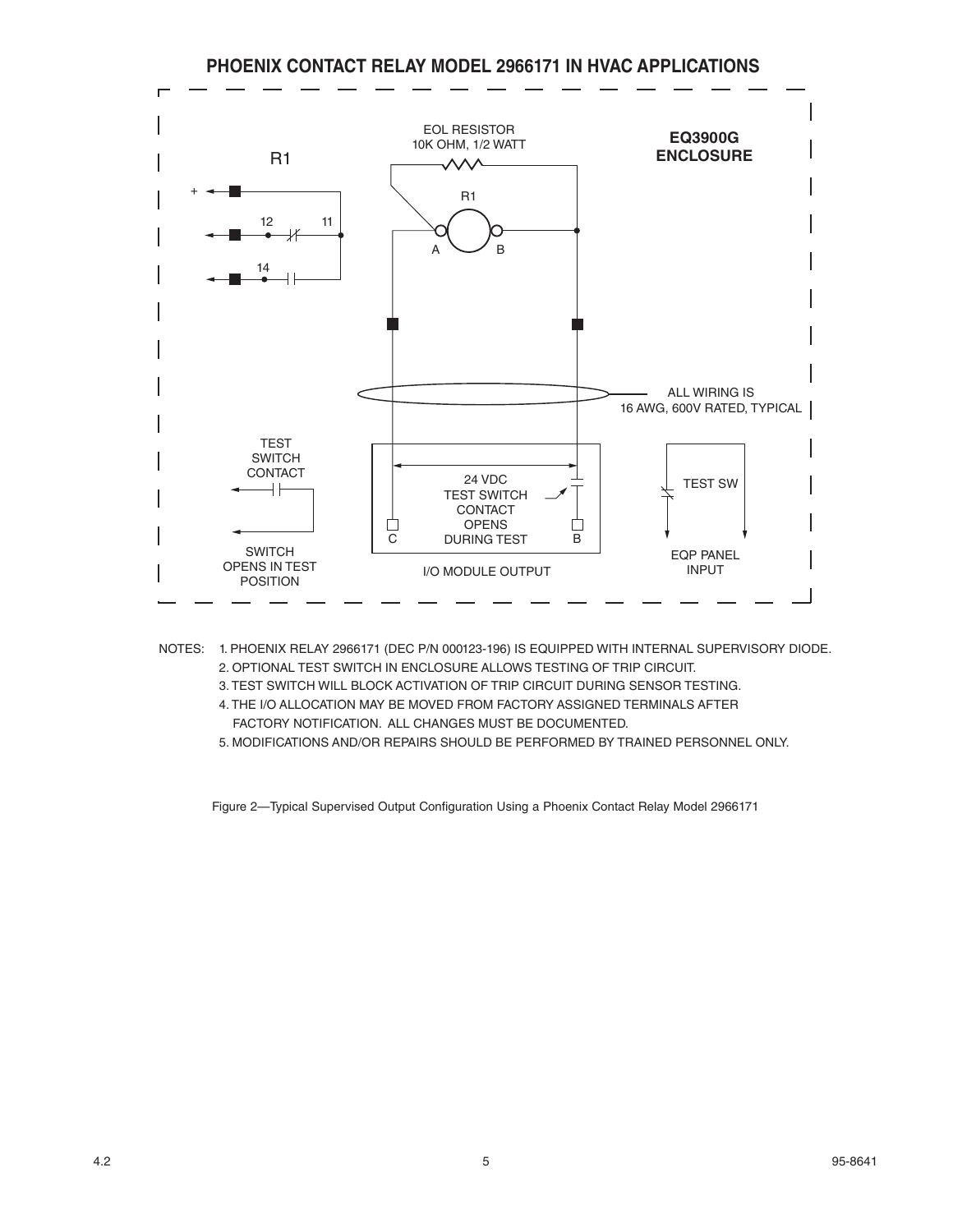## PHOENIX CONTACT RELAY MODEL 2966171 IN HVAC APPLICATIONS

EOL RESISTOR
10K OHM, 1/2 WATT

EQ3900G
ENCLOSURE

R1

+

12 11

14

R1

A B

ALL WIRING IS
16 AWG, 600V RATED, TYPICAL

TEST
SWITCH
CONTACT

SWITCH
OPENS IN TEST
POSITION

24 VDC
TEST SWITCH
CONTACT
OPENS
DURING TEST

C B

I/O MODULE OUTPUT

TEST SW

EQP PANEL
INPUT

NOTES:

1. PHOENIX RELAY 2966171 (DEC P/N 000123-196) IS EQUIPPED WITH INTERNAL SUPERVISORY DIODE.
2. OPTIONAL TEST SWITCH IN ENCLOSURE ALLOWS TESTING OF TRIP CIRCUIT.
3. TEST SWITCH WILL BLOCK ACTIVATION OF TRIP CIRCUIT DURING SENSOR TESTING.
4. THE I/O ALLOCATION MAY BE MOVED FROM FACTORY ASSIGNED TERMINALS AFTER FACTORY NOTIFICATION. ALL CHANGES MUST BE DOCUMENTED.
5. MODIFICATIONS AND/OR REPAIRS SHOULD BE PERFORMED BY TRAINED PERSONNEL ONLY.

Figure 2—Typical Supervised Output Configuration Using a Phoenix Contact Relay Model 2966171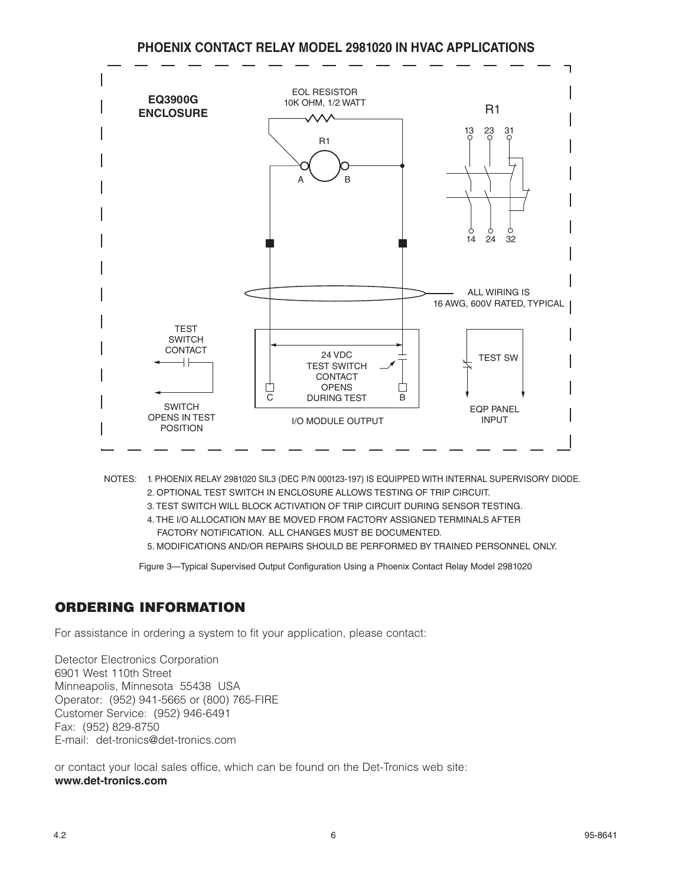## PHOENIX CONTACT RELAY MODEL 2981020 IN HVAC APPLICATIONS

EQ3900G ENCLOSURE

EOL RESISTOR 10K OHM, 1/2 WATT

R1

ALL WIRING IS 16 AWG, 600V RATED, TYPICAL

TEST SWITCH CONTACT

SWITCH OPENS IN TEST POSITION

24 VDC TEST SWITCH CONTACT OPENS DURING TEST

I/O MODULE OUTPUT

TEST SW

EQP PANEL INPUT

NOTES:
1. PHOENIX RELAY 2981020 SIL3 (DEC P/N 000123-197) IS EQUIPPED WITH INTERNAL SUPERVISORY DIODE.
2. OPTIONAL TEST SWITCH IN ENCLOSURE ALLOWS TESTING OF TRIP CIRCUIT.
3. TEST SWITCH WILL BLOCK ACTIVATION OF TRIP CIRCUIT DURING SENSOR TESTING.
4. THE I/O ALLOCATION MAY BE MOVED FROM FACTORY ASSIGNED TERMINALS AFTER FACTORY NOTIFICATION. ALL CHANGES MUST BE DOCUMENTED.
5. MODIFICATIONS AND/OR REPAIRS SHOULD BE PERFORMED BY TRAINED PERSONNEL ONLY.

Figure 3—Typical Supervised Output Configuration Using a Phoenix Contact Relay Model 2981020

## ORDERING INFORMATION

For assistance in ordering a system to fit your application, please contact:

Detector Electronics Corporation
6901 West 110th Street
Minneapolis, Minnesota 55438 USA
Operator: (952) 941-5665 or (800) 765-FIRE
Customer Service: (952) 946-6491
Fax: (952) 829-8750
E-mail: det-tronics@det-tronics.com

or contact your local sales office, which can be found on the Det-Tronics web site:
**www.det-tronics.com**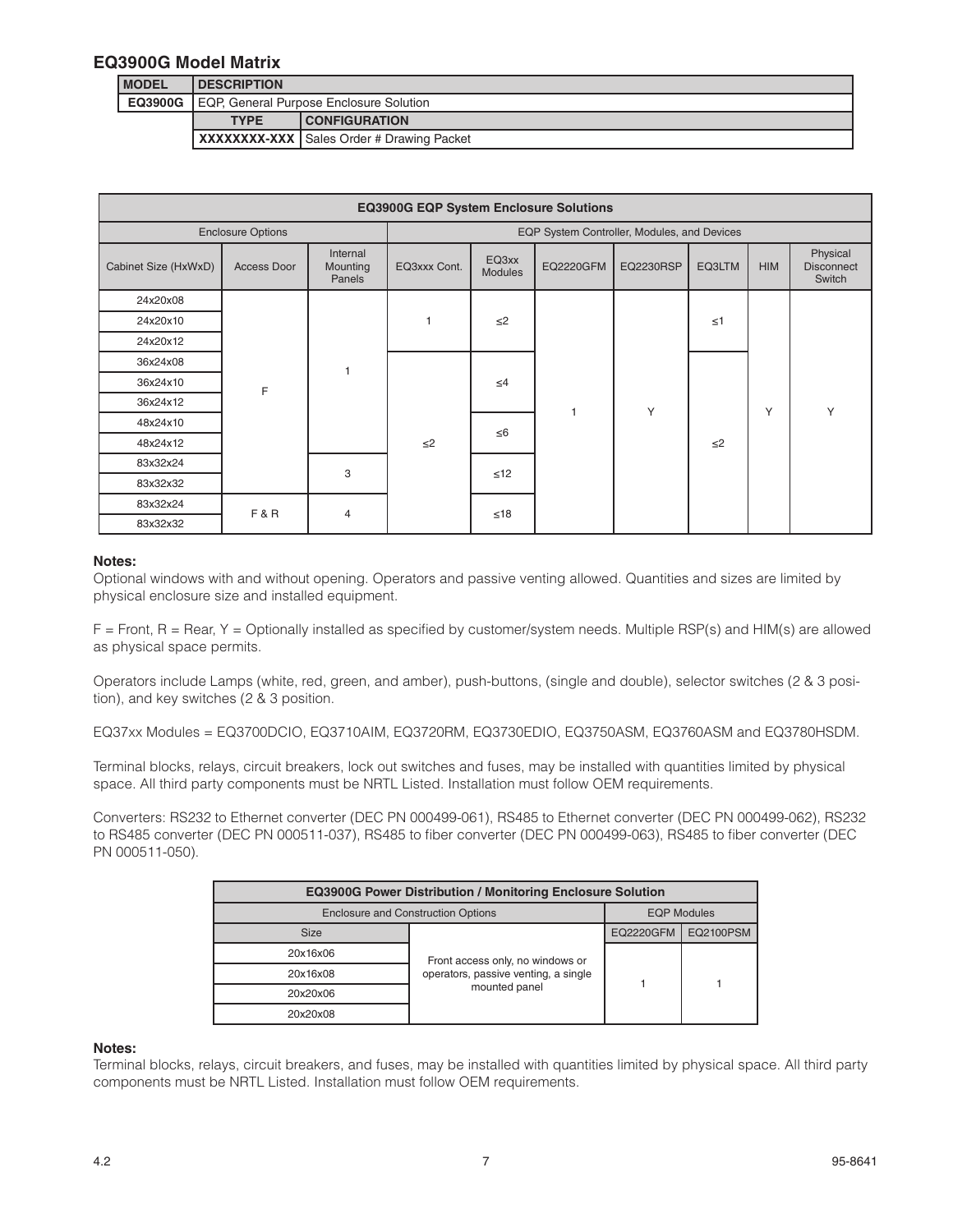## EQ3900G Model Matrix

| MODEL | DESCRIPTION | |
|---|---|---|
| EQ3900G | EQP, General Purpose Enclosure Solution | |
| | TYPE | CONFIGURATION |
| | XXXXXXXX-XXX | Sales Order # Drawing Packet |

| EQ3900G EQP System Enclosure Solutions | | | | | | | | | | |
|---|---|---|---|---|---|---|---|---|---|---|
| Enclosure Options | | | EQP System Controller, Modules, and Devices | | | | | | | |
| Cabinet Size (HxWxD) | Access Door | Internal Mounting Panels | EQ3xxx Cont. | EQ3xx Modules | EQ2220GFM | EQ2230RSP | EQ3LTM | HIM | Physical Disconnect Switch |
| 24x20x08 | F | 1 | 1 | ≤2 | 1 | Y | ≤1 | Y | Y |
| 24x20x10 | F | 1 | 1 | ≤2 | 1 | Y | ≤1 | Y | Y |
| 24x20x12 | F | 1 | 1 | ≤2 | 1 | Y | ≤1 | Y | Y |
| 36x24x08 | F | 1 | ≤2 | ≤4 | 1 | Y | ≤2 | Y | Y |
| 36x24x10 | F | 1 | ≤2 | ≤4 | 1 | Y | ≤2 | Y | Y |
| 36x24x12 | F | 1 | ≤2 | ≤4 | 1 | Y | ≤2 | Y | Y |
| 48x24x10 | F | 1 | ≤2 | ≤6 | 1 | Y | ≤2 | Y | Y |
| 48x24x12 | F | 1 | ≤2 | ≤6 | 1 | Y | ≤2 | Y | Y |
| 83x32x24 | F | 3 | ≤2 | ≤12 | 1 | Y | ≤2 | Y | Y |
| 83x32x32 | F | 3 | ≤2 | ≤12 | 1 | Y | ≤2 | Y | Y |
| 83x32x24 | F & R | 4 | ≤2 | ≤18 | 1 | Y | ≤2 | Y | Y |
| 83x32x32 | F & R | 4 | ≤2 | ≤18 | 1 | Y | ≤2 | Y | Y |

**Notes:**

Optional windows with and without opening. Operators and passive venting allowed. Quantities and sizes are limited by physical enclosure size and installed equipment.

F = Front, R = Rear, Y = Optionally installed as specified by customer/system needs. Multiple RSP(s) and HIM(s) are allowed as physical space permits.

Operators include Lamps (white, red, green, and amber), push-buttons, (single and double), selector switches (2 & 3 position), and key switches (2 & 3 position.

EQ37xx Modules = EQ3700DCIO, EQ3710AIM, EQ3720RM, EQ3730EDIO, EQ3750ASM, EQ3760ASM and EQ3780HSDM.

Terminal blocks, relays, circuit breakers, lock out switches and fuses, may be installed with quantities limited by physical space. All third party components must be NRTL Listed. Installation must follow OEM requirements.

Converters: RS232 to Ethernet converter (DEC PN 000499-061), RS485 to Ethernet converter (DEC PN 000499-062), RS232 to RS485 converter (DEC PN 000511-037), RS485 to fiber converter (DEC PN 000499-063), RS485 to fiber converter (DEC PN 000511-050).

| EQ3900G Power Distribution / Monitoring Enclosure Solution | | | |
|---|---|---|---|
| Enclosure and Construction Options | | EQP Modules | |
| Size | | EQ2220GFM | EQ2100PSM |
| 20x16x06 | Front access only, no windows or operators, passive venting, a single mounted panel | 1 | 1 |
| 20x16x08 | Front access only, no windows or operators, passive venting, a single mounted panel | 1 | 1 |
| 20x20x06 | Front access only, no windows or operators, passive venting, a single mounted panel | 1 | 1 |
| 20x20x08 | Front access only, no windows or operators, passive venting, a single mounted panel | 1 | 1 |

**Notes:**

Terminal blocks, relays, circuit breakers, and fuses, may be installed with quantities limited by physical space. All third party components must be NRTL Listed. Installation must follow OEM requirements.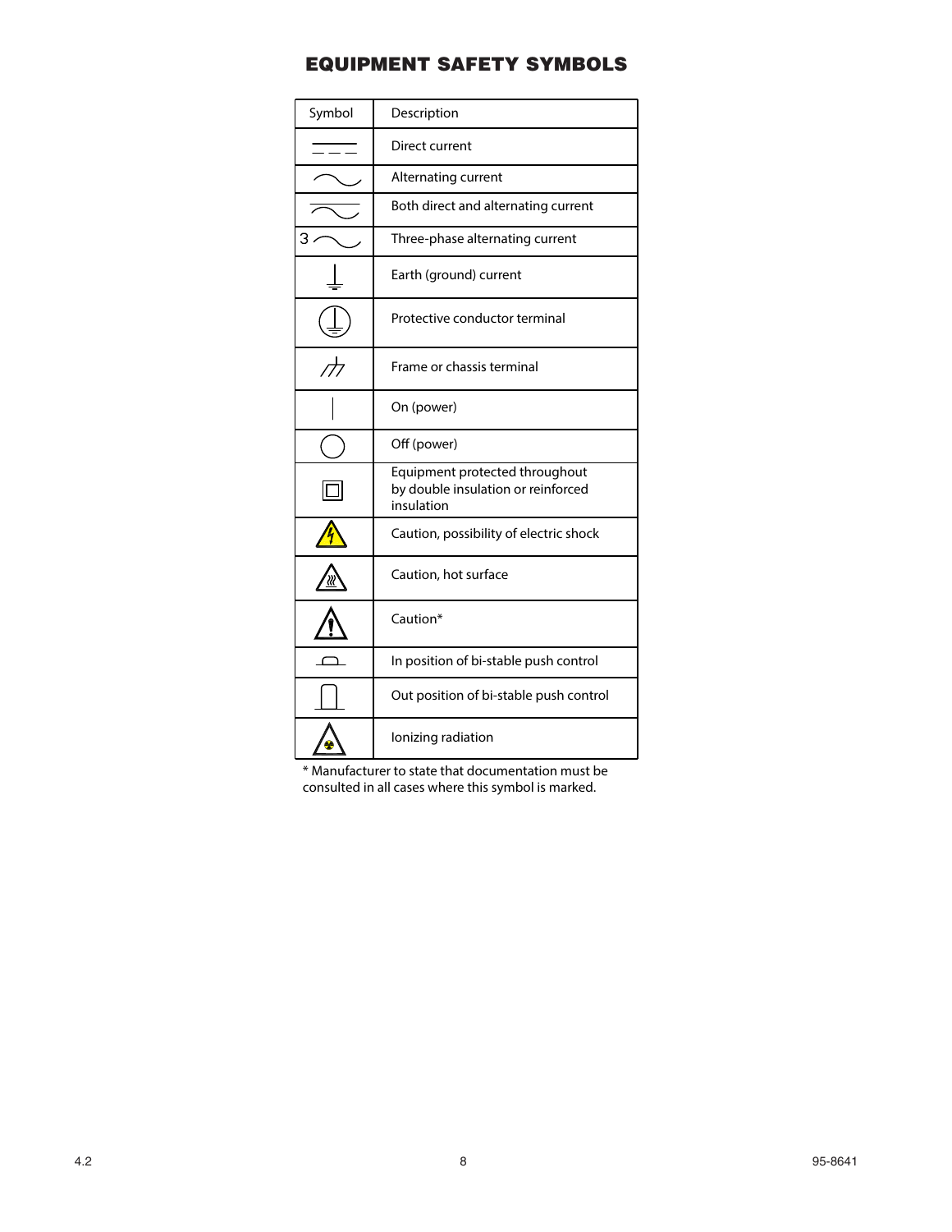# EQUIPMENT SAFETY SYMBOLS

| Symbol | Description |
|---|---|
| ⎓ | Direct current |
| ∿ | Alternating current |
| ⏦ | Both direct and alternating current |
| 3 ∿ | Three-phase alternating current |
| ⏚ | Earth (ground) current |
| ⊜ | Protective conductor terminal |
| ⊥ | Frame or chassis terminal |
| \| | On (power) |
| ○ | Off (power) |
| ⧈ | Equipment protected throughout by double insulation or reinforced insulation |
| ⚠ | Caution, possibility of electric shock |
| ⚠ | Caution, hot surface |
| ⚠ | Caution* |
| ⎍ | In position of bi-stable push control |
| ⎍ | Out position of bi-stable push control |
| ☢ | Ionizing radiation |

* Manufacturer to state that documentation must be consulted in all cases where this symbol is marked.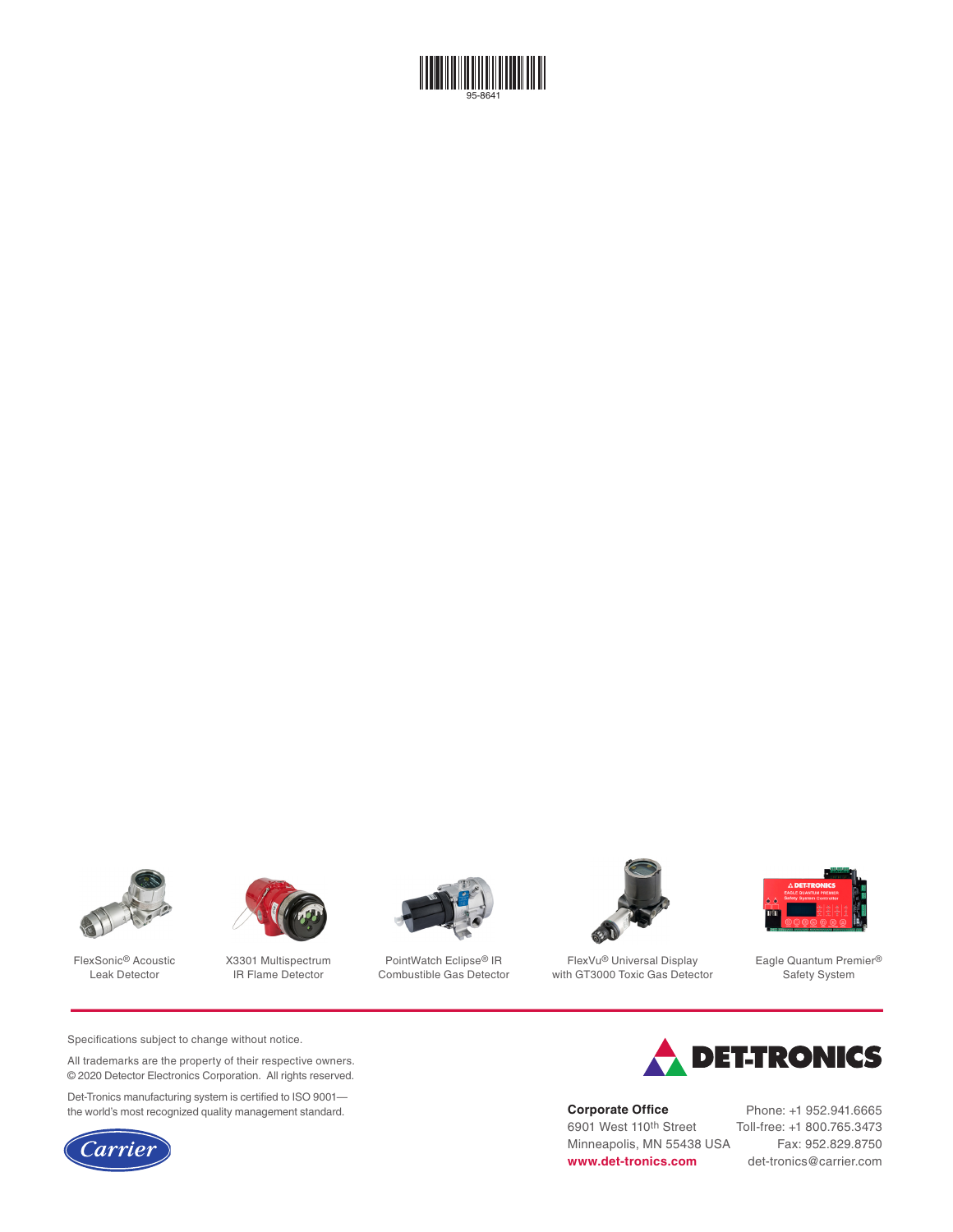95-8641

FlexSonic® Acoustic Leak Detector

X3301 Multispectrum IR Flame Detector

PointWatch Eclipse® IR Combustible Gas Detector

FlexVu® Universal Display with GT3000 Toxic Gas Detector

Eagle Quantum Premier® Safety System

Specifications subject to change without notice.

All trademarks are the property of their respective owners.
© 2020 Detector Electronics Corporation. All rights reserved.

Det-Tronics manufacturing system is certified to ISO 9001—the world's most recognized quality management standard.

**Corporate Office**
6901 West 110th Street
Minneapolis, MN 55438 USA
**www.det-tronics.com**

Phone: +1 952.941.6665
Toll-free: +1 800.765.3473
Fax: 952.829.8750
det-tronics@carrier.com